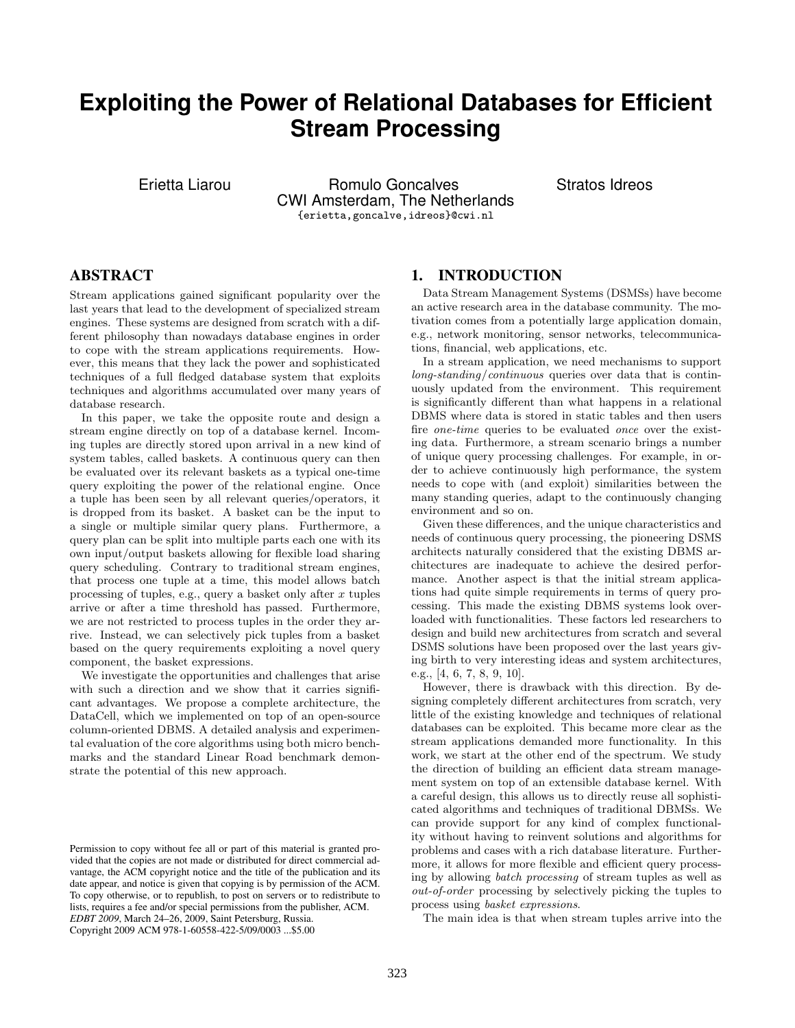# Exploiting the Power of Relational Databases for Efficient Stream Processing

Erietta Liarou, Romulo Goncalves, Stratos Idreos

CWI Amsterdam, The Netherlands

{erietta,goncalve,idreos}@cwi.nl

## ABSTRACT

Stream applications gained significant popularity over the last years that lead to the development of specialized stream engines. These systems are designed from scratch with a different philosophy than nowadays database engines in order to cope with the stream applications requirements. However, this means that they lack the power and sophisticated techniques of a full fledged database system that exploits techniques and algorithms accumulated over many years of database research.

In this paper, we take the opposite route and design a stream engine directly on top of a database kernel. Incoming tuples are directly stored upon arrival in a new kind of system tables, called baskets. A continuous query can then be evaluated over its relevant baskets as a typical one-time query exploiting the power of the relational engine. Once a tuple has been seen by all relevant queries/operators, it is dropped from its basket. A basket can be the input to a single or multiple similar query plans. Furthermore, a query plan can be split into multiple parts each one with its own input/output baskets allowing for flexible load sharing query scheduling. Contrary to traditional stream engines, that process one tuple at a time, this model allows batch processing of tuples, e.g., query a basket only after $x$ tuples arrive or after a time threshold has passed. Furthermore, we are not restricted to process tuples in the order they arrive. Instead, we can selectively pick tuples from a basket based on the query requirements exploiting a novel query component, the basket expressions.

We investigate the opportunities and challenges that arise with such a direction and we show that it carries significant advantages. We propose a complete architecture, the DataCell, which we implemented on top of an open-source column-oriented DBMS. A detailed analysis and experimental evaluation of the core algorithms using both micro benchmarks and the standard Linear Road benchmark demonstrate the potential of this new approach.

Permission to copy without fee all or part of this material is granted provided that the copies are not made or distributed for direct commercial advantage, the ACM copyright notice and the title of the publication and its date appear, and notice is given that copying is by permission of the ACM. To copy otherwise, or to republish, to post on servers or to redistribute to lists, requires a fee and/or special permissions from the publisher, ACM. *EDBT 2009*, March 24–26, 2009, Saint Petersburg, Russia.
Copyright 2009 ACM 978-1-60558-422-5/09/0003 ...$5.00

## 1. INTRODUCTION

Data Stream Management Systems (DSMSs) have become an active research area in the database community. The motivation comes from a potentially large application domain, e.g., network monitoring, sensor networks, telecommunications, financial, web applications, etc.

In a stream application, we need mechanisms to support *long-standing/continuous* queries over data that is continuously updated from the environment. This requirement is significantly different than what happens in a relational DBMS where data is stored in static tables and then users fire *one-time* queries to be evaluated *once* over the existing data. Furthermore, a stream scenario brings a number of unique query processing challenges. For example, in order to achieve continuously high performance, the system needs to cope with (and exploit) similarities between the many standing queries, adapt to the continuously changing environment and so on.

Given these differences, and the unique characteristics and needs of continuous query processing, the pioneering DSMS architects naturally considered that the existing DBMS architectures are inadequate to achieve the desired performance. Another aspect is that the initial stream applications had quite simple requirements in terms of query processing. This made the existing DBMS systems look overloaded with functionalities. These factors led researchers to design and build new architectures from scratch and several DSMS solutions have been proposed over the last years giving birth to very interesting ideas and system architectures, e.g., [4, 6, 7, 8, 9, 10].

However, there is drawback with this direction. By designing completely different architectures from scratch, very little of the existing knowledge and techniques of relational databases can be exploited. This became more clear as the stream applications demanded more functionality. In this work, we start at the other end of the spectrum. We study the direction of building an efficient data stream management system on top of an extensible database kernel. With a careful design, this allows us to directly reuse all sophisticated algorithms and techniques of traditional DBMSs. We can provide support for any kind of complex functionality without having to reinvent solutions and algorithms for problems and cases with a rich database literature. Furthermore, it allows for more flexible and efficient query processing by allowing *batch processing* of stream tuples as well as *out-of-order* processing by selectively picking the tuples to process using *basket expressions*.

The main idea is that when stream tuples arrive into the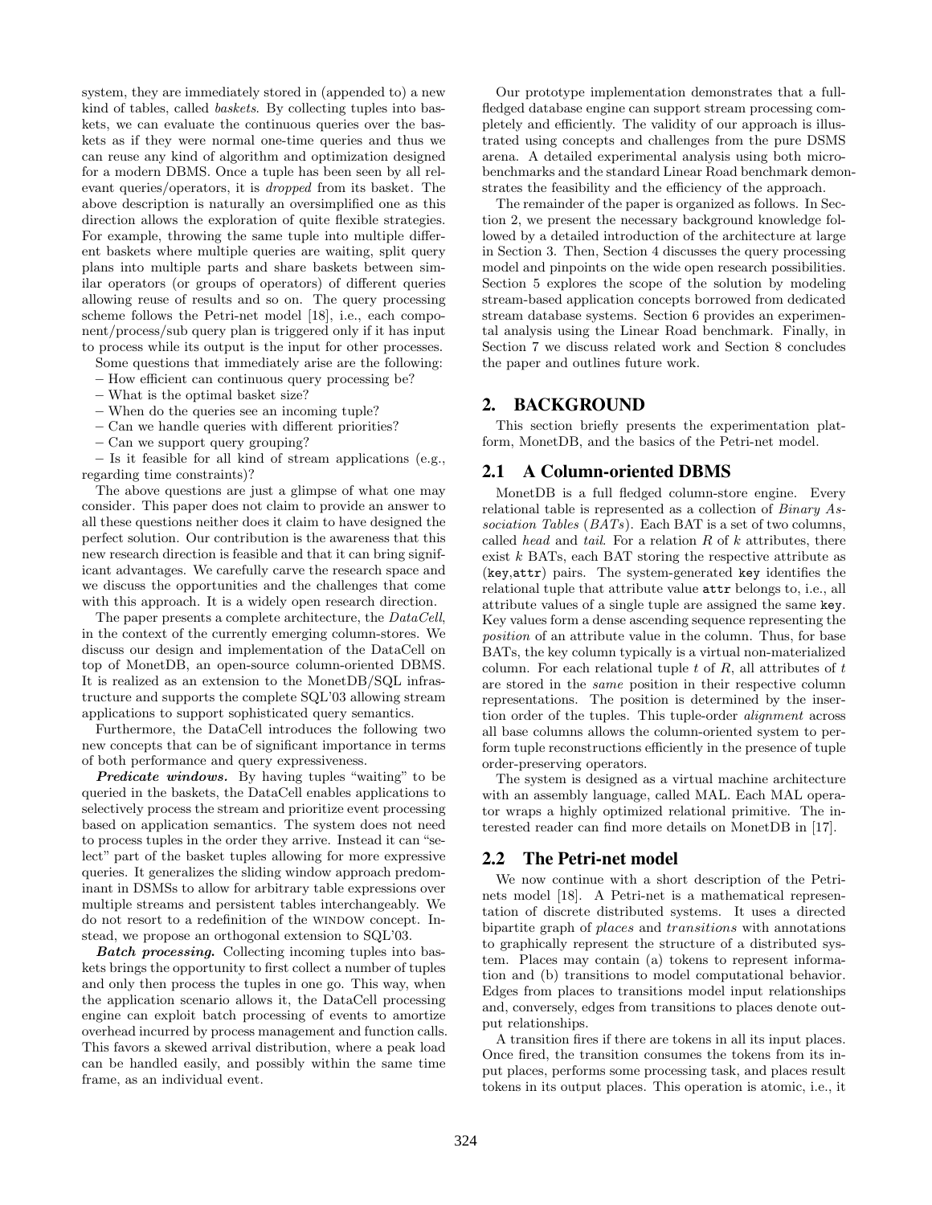system, they are immediately stored in (appended to) a new kind of tables, called *baskets*. By collecting tuples into baskets, we can evaluate the continuous queries over the baskets as if they were normal one-time queries and thus we can reuse any kind of algorithm and optimization designed for a modern DBMS. Once a tuple has been seen by all relevant queries/operators, it is *dropped* from its basket. The above description is naturally an oversimplified one as this direction allows the exploration of quite flexible strategies. For example, throwing the same tuple into multiple different baskets where multiple queries are waiting, split query plans into multiple parts and share baskets between similar operators (or groups of operators) of different queries allowing reuse of results and so on. The query processing scheme follows the Petri-net model [18], i.e., each component/process/sub query plan is triggered only if it has input to process while its output is the input for other processes.

Some questions that immediately arise are the following:

– How efficient can continuous query processing be?
– What is the optimal basket size?
– When do the queries see an incoming tuple?
– Can we handle queries with different priorities?
– Can we support query grouping?
– Is it feasible for all kind of stream applications (e.g., regarding time constraints)?

The above questions are just a glimpse of what one may consider. This paper does not claim to provide an answer to all these questions neither does it claim to have designed the perfect solution. Our contribution is the awareness that this new research direction is feasible and that it can bring significant advantages. We carefully carve the research space and we discuss the opportunities and the challenges that come with this approach. It is a widely open research direction.

The paper presents a complete architecture, the *DataCell*, in the context of the currently emerging column-stores. We discuss our design and implementation of the DataCell on top of MonetDB, an open-source column-oriented DBMS. It is realized as an extension to the MonetDB/SQL infrastructure and supports the complete SQL'03 allowing stream applications to support sophisticated query semantics.

Furthermore, the DataCell introduces the following two new concepts that can be of significant importance in terms of both performance and query expressiveness.

***Predicate windows.*** By having tuples "waiting" to be queried in the baskets, the DataCell enables applications to selectively process the stream and prioritize event processing based on application semantics. The system does not need to process tuples in the order they arrive. Instead it can "select" part of the basket tuples allowing for more expressive queries. It generalizes the sliding window approach predominant in DSMSs to allow for arbitrary table expressions over multiple streams and persistent tables interchangeably. We do not resort to a redefinition of the WINDOW concept. Instead, we propose an orthogonal extension to SQL'03.

***Batch processing.*** Collecting incoming tuples into baskets brings the opportunity to first collect a number of tuples and only then process the tuples in one go. This way, when the application scenario allows it, the DataCell processing engine can exploit batch processing of events to amortize overhead incurred by process management and function calls. This favors a skewed arrival distribution, where a peak load can be handled easily, and possibly within the same time frame, as an individual event.

Our prototype implementation demonstrates that a full-fledged database engine can support stream processing completely and efficiently. The validity of our approach is illustrated using concepts and challenges from the pure DSMS arena. A detailed experimental analysis using both micro-benchmarks and the standard Linear Road benchmark demonstrates the feasibility and the efficiency of the approach.

The remainder of the paper is organized as follows. In Section 2, we present the necessary background knowledge followed by a detailed introduction of the architecture at large in Section 3. Then, Section 4 discusses the query processing model and pinpoints on the wide open research possibilities. Section 5 explores the scope of the solution by modeling stream-based application concepts borrowed from dedicated stream database systems. Section 6 provides an experimental analysis using the Linear Road benchmark. Finally, in Section 7 we discuss related work and Section 8 concludes the paper and outlines future work.

## 2. BACKGROUND

This section briefly presents the experimentation platform, MonetDB, and the basics of the Petri-net model.

### 2.1 A Column-oriented DBMS

MonetDB is a full fledged column-store engine. Every relational table is represented as a collection of *Binary Association Tables* (*BATs*). Each BAT is a set of two columns, called *head* and *tail*. For a relation $R$ of $k$ attributes, there exist $k$ BATs, each BAT storing the respective attribute as (`key`,`attr`) pairs. The system-generated `key` identifies the relational tuple that attribute value `attr` belongs to, i.e., all attribute values of a single tuple are assigned the same `key`. Key values form a dense ascending sequence representing the *position* of an attribute value in the column. Thus, for base BATs, the key column typically is a virtual non-materialized column. For each relational tuple $t$ of $R$, all attributes of $t$ are stored in the *same* position in their respective column representations. The position is determined by the insertion order of the tuples. This tuple-order *alignment* across all base columns allows the column-oriented system to perform tuple reconstructions efficiently in the presence of tuple order-preserving operators.

The system is designed as a virtual machine architecture with an assembly language, called MAL. Each MAL operator wraps a highly optimized relational primitive. The interested reader can find more details on MonetDB in [17].

### 2.2 The Petri-net model

We now continue with a short description of the Petri-nets model [18]. A Petri-net is a mathematical representation of discrete distributed systems. It uses a directed bipartite graph of *places* and *transitions* with annotations to graphically represent the structure of a distributed system. Places may contain (a) tokens to represent information and (b) transitions to model computational behavior. Edges from places to transitions model input relationships and, conversely, edges from transitions to places denote output relationships.

A transition fires if there are tokens in all its input places. Once fired, the transition consumes the tokens from its input places, performs some processing task, and places result tokens in its output places. This operation is atomic, i.e., it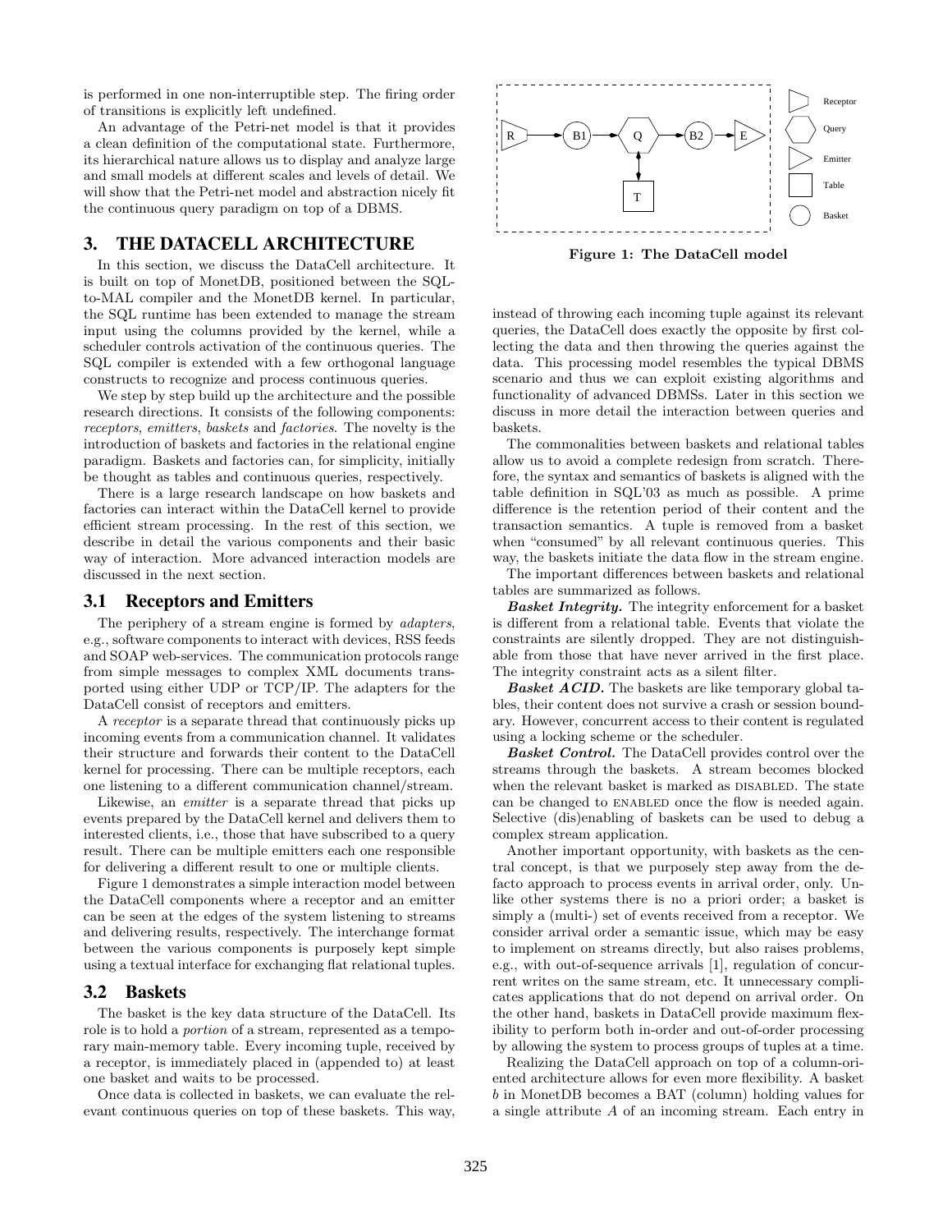is performed in one non-interruptible step. The firing order of transitions is explicitly left undefined.

An advantage of the Petri-net model is that it provides a clean definition of the computational state. Furthermore, its hierarchical nature allows us to display and analyze large and small models at different scales and levels of detail. We will show that the Petri-net model and abstraction nicely fit the continuous query paradigm on top of a DBMS.

## 3. THE DATACELL ARCHITECTURE

In this section, we discuss the DataCell architecture. It is built on top of MonetDB, positioned between the SQL-to-MAL compiler and the MonetDB kernel. In particular, the SQL runtime has been extended to manage the stream input using the columns provided by the kernel, while a scheduler controls activation of the continuous queries. The SQL compiler is extended with a few orthogonal language constructs to recognize and process continuous queries.

We step by step build up the architecture and the possible research directions. It consists of the following components: *receptors*, *emitters*, *baskets* and *factories*. The novelty is the introduction of baskets and factories in the relational engine paradigm. Baskets and factories can, for simplicity, initially be thought as tables and continuous queries, respectively.

There is a large research landscape on how baskets and factories can interact within the DataCell kernel to provide efficient stream processing. In the rest of this section, we describe in detail the various components and their basic way of interaction. More advanced interaction models are discussed in the next section.

### 3.1 Receptors and Emitters

The periphery of a stream engine is formed by *adapters*, e.g., software components to interact with devices, RSS feeds and SOAP web-services. The communication protocols range from simple messages to complex XML documents transported using either UDP or TCP/IP. The adapters for the DataCell consist of receptors and emitters.

A *receptor* is a separate thread that continuously picks up incoming events from a communication channel. It validates their structure and forwards their content to the DataCell kernel for processing. There can be multiple receptors, each one listening to a different communication channel/stream.

Likewise, an *emitter* is a separate thread that picks up events prepared by the DataCell kernel and delivers them to interested clients, i.e., those that have subscribed to a query result. There can be multiple emitters each one responsible for delivering a different result to one or multiple clients.

Figure 1 demonstrates a simple interaction model between the DataCell components where a receptor and an emitter can be seen at the edges of the system listening to streams and delivering results, respectively. The interchange format between the various components is purposely kept simple using a textual interface for exchanging flat relational tuples.

### 3.2 Baskets

The basket is the key data structure of the DataCell. Its role is to hold a *portion* of a stream, represented as a temporary main-memory table. Every incoming tuple, received by a receptor, is immediately placed in (appended to) at least one basket and waits to be processed.

Once data is collected in baskets, we can evaluate the relevant continuous queries on top of these baskets. This way, instead of throwing each incoming tuple against its relevant queries, the DataCell does exactly the opposite by first collecting the data and then throwing the queries against the data. This processing model resembles the typical DBMS scenario and thus we can exploit existing algorithms and functionality of advanced DBMSs. Later in this section we discuss in more detail the interaction between queries and baskets.

**Figure 1: The DataCell model**

The commonalities between baskets and relational tables allow us to avoid a complete redesign from scratch. Therefore, the syntax and semantics of baskets is aligned with the table definition in SQL'03 as much as possible. A prime difference is the retention period of their content and the transaction semantics. A tuple is removed from a basket when "consumed" by all relevant continuous queries. This way, the baskets initiate the data flow in the stream engine.

The important differences between baskets and relational tables are summarized as follows.

***Basket Integrity.*** The integrity enforcement for a basket is different from a relational table. Events that violate the constraints are silently dropped. They are not distinguishable from those that have never arrived in the first place. The integrity constraint acts as a silent filter.

***Basket ACID.*** The baskets are like temporary global tables, their content does not survive a crash or session boundary. However, concurrent access to their content is regulated using a locking scheme or the scheduler.

***Basket Control.*** The DataCell provides control over the streams through the baskets. A stream becomes blocked when the relevant basket is marked as DISABLED. The state can be changed to ENABLED once the flow is needed again. Selective (dis)enabling of baskets can be used to debug a complex stream application.

Another important opportunity, with baskets as the central concept, is that we purposely step away from the defacto approach to process events in arrival order, only. Unlike other systems there is no a priori order; a basket is simply a (multi-) set of events received from a receptor. We consider arrival order a semantic issue, which may be easy to implement on streams directly, but also raises problems, e.g., with out-of-sequence arrivals [1], regulation of concurrent writes on the same stream, etc. It unnecessary complicates applications that do not depend on arrival order. On the other hand, baskets in DataCell provide maximum flexibility to perform both in-order and out-of-order processing by allowing the system to process groups of tuples at a time.

Realizing the DataCell approach on top of a column-oriented architecture allows for even more flexibility. A basket $b$ in MonetDB becomes a BAT (column) holding values for a single attribute $A$ of an incoming stream. Each entry in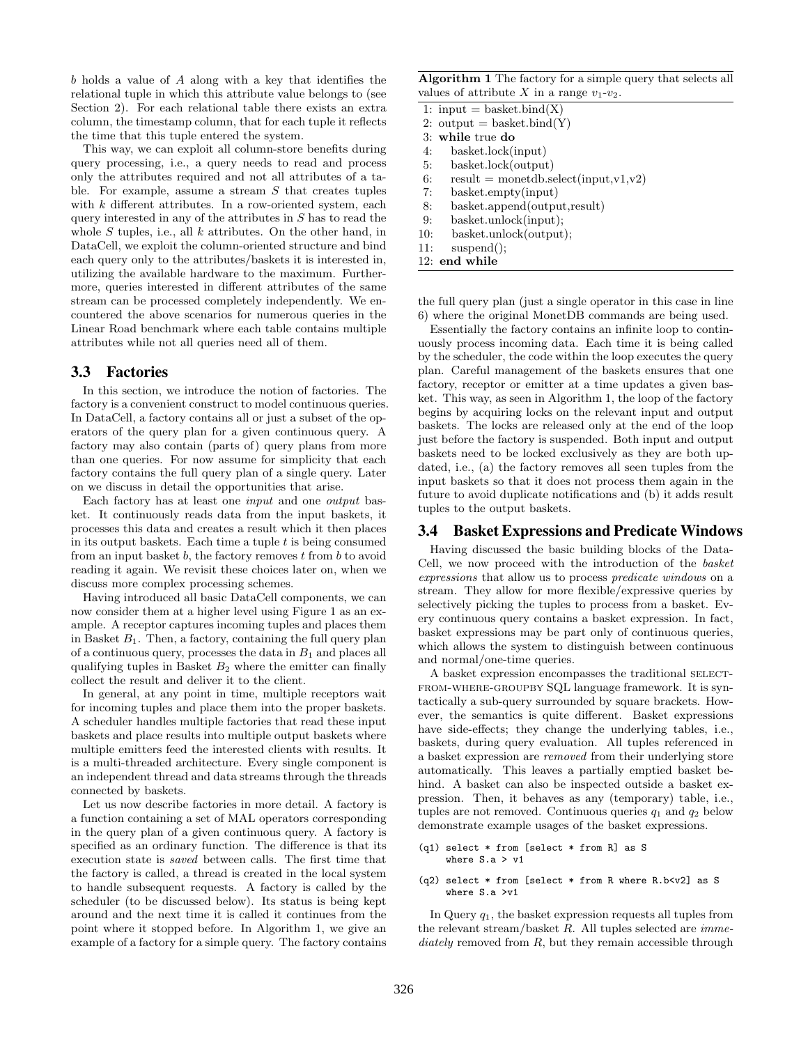$b$ holds a value of $A$ along with a key that identifies the relational tuple in which this attribute value belongs to (see Section 2). For each relational table there exists an extra column, the timestamp column, that for each tuple it reflects the time that this tuple entered the system.

This way, we can exploit all column-store benefits during query processing, i.e., a query needs to read and process only the attributes required and not all attributes of a table. For example, assume a stream $S$ that creates tuples with $k$ different attributes. In a row-oriented system, each query interested in any of the attributes in $S$ has to read the whole $S$ tuples, i.e., all $k$ attributes. On the other hand, in DataCell, we exploit the column-oriented structure and bind each query only to the attributes/baskets it is interested in, utilizing the available hardware to the maximum. Furthermore, queries interested in different attributes of the same stream can be processed completely independently. We encountered the above scenarios for numerous queries in the Linear Road benchmark where each table contains multiple attributes while not all queries need all of them.

### 3.3 Factories

In this section, we introduce the notion of factories. The factory is a convenient construct to model continuous queries. In DataCell, a factory contains all or just a subset of the operators of the query plan for a given continuous query. A factory may also contain (parts of) query plans from more than one queries. For now assume for simplicity that each factory contains the full query plan of a single query. Later on we discuss in detail the opportunities that arise.

Each factory has at least one *input* and one *output* basket. It continuously reads data from the input baskets, it processes this data and creates a result which it then places in its output baskets. Each time a tuple $t$ is being consumed from an input basket $b$, the factory removes $t$ from $b$ to avoid reading it again. We revisit these choices later on, when we discuss more complex processing schemes.

Having introduced all basic DataCell components, we can now consider them at a higher level using Figure 1 as an example. A receptor captures incoming tuples and places them in Basket $B_1$. Then, a factory, containing the full query plan of a continuous query, processes the data in $B_1$ and places all qualifying tuples in Basket $B_2$ where the emitter can finally collect the result and deliver it to the client.

In general, at any point in time, multiple receptors wait for incoming tuples and place them into the proper baskets. A scheduler handles multiple factories that read these input baskets and place results into multiple output baskets where multiple emitters feed the interested clients with results. It is a multi-threaded architecture. Every single component is an independent thread and data streams through the threads connected by baskets.

Let us now describe factories in more detail. A factory is a function containing a set of MAL operators corresponding in the query plan of a given continuous query. A factory is specified as an ordinary function. The difference is that its execution state is *saved* between calls. The first time that the factory is called, a thread is created in the local system to handle subsequent requests. A factory is called by the scheduler (to be discussed below). Its status is being kept around and the next time it is called it continues from the point where it stopped before. In Algorithm 1, we give an example of a factory for a simple query. The factory contains

**Algorithm 1** The factory for a simple query that selects all values of attribute $X$ in a range $v_1$-$v_2$.

```
 1: input = basket.bind(X)
 2: output = basket.bind(Y)
 3: while true do
 4:     basket.lock(input)
 5:     basket.lock(output)
 6:     result = monetdb.select(input,v1,v2)
 7:     basket.empty(input)
 8:     basket.append(output,result)
 9:     basket.unlock(input);
10:     basket.unlock(output);
11:     suspend();
12: end while
```

the full query plan (just a single operator in this case in line 6) where the original MonetDB commands are being used.

Essentially the factory contains an infinite loop to continuously process incoming data. Each time it is being called by the scheduler, the code within the loop executes the query plan. Careful management of the baskets ensures that one factory, receptor or emitter at a time updates a given basket. This way, as seen in Algorithm 1, the loop of the factory begins by acquiring locks on the relevant input and output baskets. The locks are released only at the end of the loop just before the factory is suspended. Both input and output baskets need to be locked exclusively as they are both updated, i.e., (a) the factory removes all seen tuples from the input baskets so that it does not process them again in the future to avoid duplicate notifications and (b) it adds result tuples to the output baskets.

### 3.4 Basket Expressions and Predicate Windows

Having discussed the basic building blocks of the DataCell, we now proceed with the introduction of the *basket expressions* that allow us to process *predicate windows* on a stream. They allow for more flexible/expressive queries by selectively picking the tuples to process from a basket. Every continuous query contains a basket expression. In fact, basket expressions may be part only of continuous queries, which allows the system to distinguish between continuous and normal/one-time queries.

A basket expression encompasses the traditional SELECT-FROM-WHERE-GROUPBY SQL language framework. It is syntactically a sub-query surrounded by square brackets. However, the semantics is quite different. Basket expressions have side-effects; they change the underlying tables, i.e., baskets, during query evaluation. All tuples referenced in a basket expression are *removed* from their underlying store automatically. This leaves a partially emptied basket behind. A basket can also be inspected outside a basket expression. Then, it behaves as any (temporary) table, i.e., tuples are not removed. Continuous queries $q_1$ and $q_2$ below demonstrate example usages of the basket expressions.

```
(q1) select * from [select * from R] as S
     where S.a > v1

(q2) select * from [select * from R where R.b<v2] as S
     where S.a >v1
```

In Query $q_1$, the basket expression requests all tuples from the relevant stream/basket $R$. All tuples selected are *immediately* removed from $R$, but they remain accessible through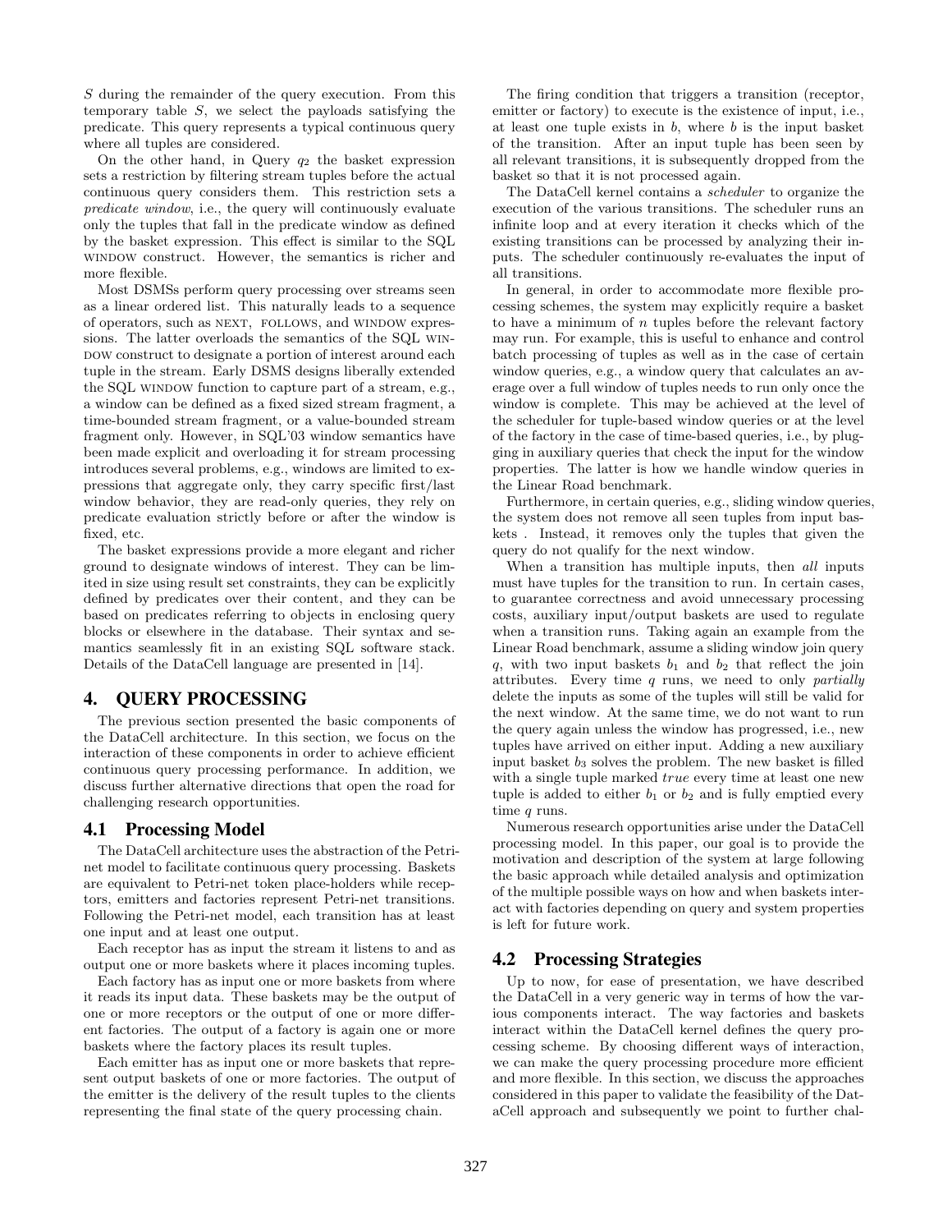$S$ during the remainder of the query execution. From this temporary table $S$, we select the payloads satisfying the predicate. This query represents a typical continuous query where all tuples are considered.

On the other hand, in Query $q_2$ the basket expression sets a restriction by filtering stream tuples before the actual continuous query considers them. This restriction sets a *predicate window*, i.e., the query will continuously evaluate only the tuples that fall in the predicate window as defined by the basket expression. This effect is similar to the SQL WINDOW construct. However, the semantics is richer and more flexible.

Most DSMSs perform query processing over streams seen as a linear ordered list. This naturally leads to a sequence of operators, such as NEXT, FOLLOWS, and WINDOW expressions. The latter overloads the semantics of the SQL WINDOW construct to designate a portion of interest around each tuple in the stream. Early DSMS designs liberally extended the SQL WINDOW function to capture part of a stream, e.g., a window can be defined as a fixed sized stream fragment, a time-bounded stream fragment, or a value-bounded stream fragment only. However, in SQL'03 window semantics have been made explicit and overloading it for stream processing introduces several problems, e.g., windows are limited to expressions that aggregate only, they carry specific first/last window behavior, they are read-only queries, they rely on predicate evaluation strictly before or after the window is fixed, etc.

The basket expressions provide a more elegant and richer ground to designate windows of interest. They can be limited in size using result set constraints, they can be explicitly defined by predicates over their content, and they can be based on predicates referring to objects in enclosing query blocks or elsewhere in the database. Their syntax and semantics seamlessly fit in an existing SQL software stack. Details of the DataCell language are presented in [14].

## 4. QUERY PROCESSING

The previous section presented the basic components of the DataCell architecture. In this section, we focus on the interaction of these components in order to achieve efficient continuous query processing performance. In addition, we discuss further alternative directions that open the road for challenging research opportunities.

### 4.1 Processing Model

The DataCell architecture uses the abstraction of the Petri-net model to facilitate continuous query processing. Baskets are equivalent to Petri-net token place-holders while receptors, emitters and factories represent Petri-net transitions. Following the Petri-net model, each transition has at least one input and at least one output.

Each receptor has as input the stream it listens to and as output one or more baskets where it places incoming tuples.

Each factory has as input one or more baskets from where it reads its input data. These baskets may be the output of one or more receptors or the output of one or more different factories. The output of a factory is again one or more baskets where the factory places its result tuples.

Each emitter has as input one or more baskets that represent output baskets of one or more factories. The output of the emitter is the delivery of the result tuples to the clients representing the final state of the query processing chain.

The firing condition that triggers a transition (receptor, emitter or factory) to execute is the existence of input, i.e., at least one tuple exists in $b$, where $b$ is the input basket of the transition. After an input tuple has been seen by all relevant transitions, it is subsequently dropped from the basket so that it is not processed again.

The DataCell kernel contains a *scheduler* to organize the execution of the various transitions. The scheduler runs an infinite loop and at every iteration it checks which of the existing transitions can be processed by analyzing their inputs. The scheduler continuously re-evaluates the input of all transitions.

In general, in order to accommodate more flexible processing schemes, the system may explicitly require a basket to have a minimum of $n$ tuples before the relevant factory may run. For example, this is useful to enhance and control batch processing of tuples as well as in the case of certain window queries, e.g., a window query that calculates an average over a full window of tuples needs to run only once the window is complete. This may be achieved at the level of the scheduler for tuple-based window queries or at the level of the factory in the case of time-based queries, i.e., by plugging in auxiliary queries that check the input for the window properties. The latter is how we handle window queries in the Linear Road benchmark.

Furthermore, in certain queries, e.g., sliding window queries, the system does not remove all seen tuples from input baskets . Instead, it removes only the tuples that given the query do not qualify for the next window.

When a transition has multiple inputs, then *all* inputs must have tuples for the transition to run. In certain cases, to guarantee correctness and avoid unnecessary processing costs, auxiliary input/output baskets are used to regulate when a transition runs. Taking again an example from the Linear Road benchmark, assume a sliding window join query $q$, with two input baskets $b_1$ and $b_2$ that reflect the join attributes. Every time $q$ runs, we need to only *partially* delete the inputs as some of the tuples will still be valid for the next window. At the same time, we do not want to run the query again unless the window has progressed, i.e., new tuples have arrived on either input. Adding a new auxiliary input basket $b_3$ solves the problem. The new basket is filled with a single tuple marked *true* every time at least one new tuple is added to either $b_1$ or $b_2$ and is fully emptied every time $q$ runs.

Numerous research opportunities arise under the DataCell processing model. In this paper, our goal is to provide the motivation and description of the system at large following the basic approach while detailed analysis and optimization of the multiple possible ways on how and when baskets interact with factories depending on query and system properties is left for future work.

### 4.2 Processing Strategies

Up to now, for ease of presentation, we have described the DataCell in a very generic way in terms of how the various components interact. The way factories and baskets interact within the DataCell kernel defines the query processing scheme. By choosing different ways of interaction, we can make the query processing procedure more efficient and more flexible. In this section, we discuss the approaches considered in this paper to validate the feasibility of the DataCell approach and subsequently we point to further chal-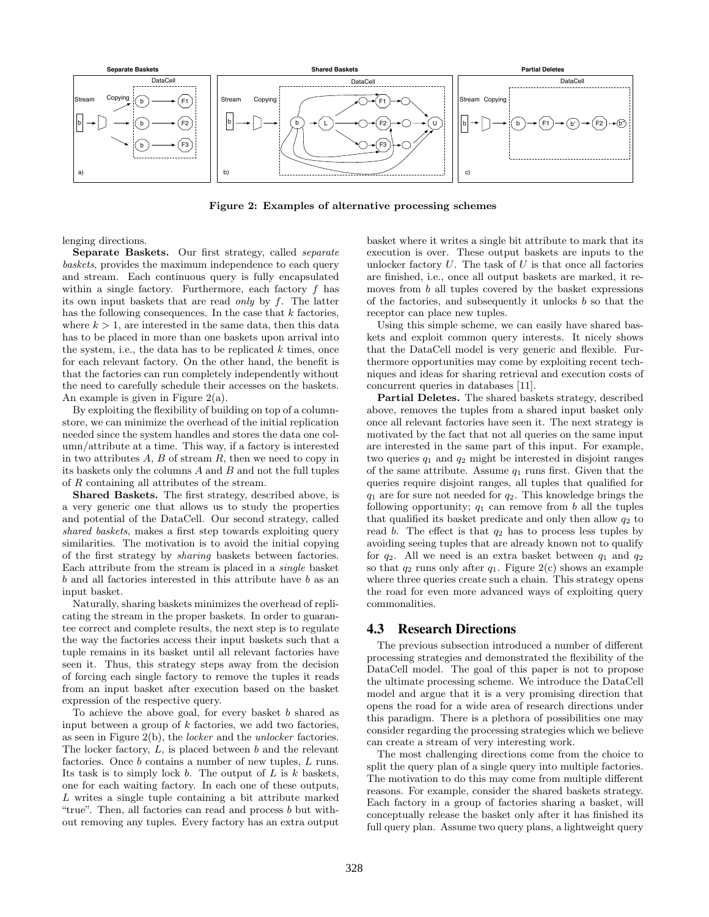Separate Baskets

DataCell

Stream

Copying

b

b

F1

b

F2

b

F3

a)

Shared Baskets

DataCell

Stream

Copying

b

b

L

F1

F2

F3

U

b)

Partial Deletes

DataCell

Stream

Copying

b

b

F1

b'

F2

b''

c)

**Figure 2: Examples of alternative processing schemes**

lenging directions.

**Separate Baskets.** Our first strategy, called *separate baskets*, provides the maximum independence to each query and stream. Each continuous query is fully encapsulated within a single factory. Furthermore, each factory $f$ has its own input baskets that are read *only* by $f$. The latter has the following consequences. In the case that $k$ factories, where $k > 1$, are interested in the same data, then this data has to be placed in more than one baskets upon arrival into the system, i.e., the data has to be replicated $k$ times, once for each relevant factory. On the other hand, the benefit is that the factories can run completely independently without the need to carefully schedule their accesses on the baskets. An example is given in Figure 2(a).

By exploiting the flexibility of building on top of a column-store, we can minimize the overhead of the initial replication needed since the system handles and stores the data one column/attribute at a time. This way, if a factory is interested in two attributes $A$, $B$ of stream $R$, then we need to copy in its baskets only the columns $A$ and $B$ and not the full tuples of $R$ containing all attributes of the stream.

**Shared Baskets.** The first strategy, described above, is a very generic one that allows us to study the properties and potential of the DataCell. Our second strategy, called *shared baskets*, makes a first step towards exploiting query similarities. The motivation is to avoid the initial copying of the first strategy by *sharing* baskets between factories. Each attribute from the stream is placed in a *single* basket $b$ and all factories interested in this attribute have $b$ as an input basket.

Naturally, sharing baskets minimizes the overhead of replicating the stream in the proper baskets. In order to guarantee correct and complete results, the next step is to regulate the way the factories access their input baskets such that a tuple remains in its basket until all relevant factories have seen it. Thus, this strategy steps away from the decision of forcing each single factory to remove the tuples it reads from an input basket after execution based on the basket expression of the respective query.

To achieve the above goal, for every basket $b$ shared as input between a group of $k$ factories, we add two factories, as seen in Figure 2(b), the *locker* and the *unlocker* factories. The locker factory, $L$, is placed between $b$ and the relevant factories. Once $b$ contains a number of new tuples, $L$ runs. Its task is to simply lock $b$. The output of $L$ is $k$ baskets, one for each waiting factory. In each one of these outputs, $L$ writes a single tuple containing a bit attribute marked "true". Then, all factories can read and process $b$ but without removing any tuples. Every factory has an extra output basket where it writes a single bit attribute to mark that its execution is over. These output baskets are inputs to the unlocker factory $U$. The task of $U$ is that once all factories are finished, i.e., once all output baskets are marked, it removes from $b$ all tuples covered by the basket expressions of the factories, and subsequently it unlocks $b$ so that the receptor can place new tuples.

Using this simple scheme, we can easily have shared baskets and exploit common query interests. It nicely shows that the DataCell model is very generic and flexible. Furthermore opportunities may come by exploiting recent techniques and ideas for sharing retrieval and execution costs of concurrent queries in databases [11].

**Partial Deletes.** The shared baskets strategy, described above, removes the tuples from a shared input basket only once all relevant factories have seen it. The next strategy is motivated by the fact that not all queries on the same input are interested in the same part of this input. For example, two queries $q_1$ and $q_2$ might be interested in disjoint ranges of the same attribute. Assume $q_1$ runs first. Given that the queries require disjoint ranges, all tuples that qualified for $q_1$ are for sure not needed for $q_2$. This knowledge brings the following opportunity; $q_1$ can remove from $b$ all the tuples that qualified its basket predicate and only then allow $q_2$ to read $b$. The effect is that $q_2$ has to process less tuples by avoiding seeing tuples that are already known not to qualify for $q_2$. All we need is an extra basket between $q_1$ and $q_2$ so that $q_2$ runs only after $q_1$. Figure 2(c) shows an example where three queries create such a chain. This strategy opens the road for even more advanced ways of exploiting query commonalities.

## 4.3 Research Directions

The previous subsection introduced a number of different processing strategies and demonstrated the flexibility of the DataCell model. The goal of this paper is not to propose the ultimate processing scheme. We introduce the DataCell model and argue that it is a very promising direction that opens the road for a wide area of research directions under this paradigm. There is a plethora of possibilities one may consider regarding the processing strategies which we believe can create a stream of very interesting work.

The most challenging directions come from the choice to split the query plan of a single query into multiple factories. The motivation to do this may come from multiple different reasons. For example, consider the shared baskets strategy. Each factory in a group of factories sharing a basket, will conceptually release the basket only after it has finished its full query plan. Assume two query plans, a lightweight query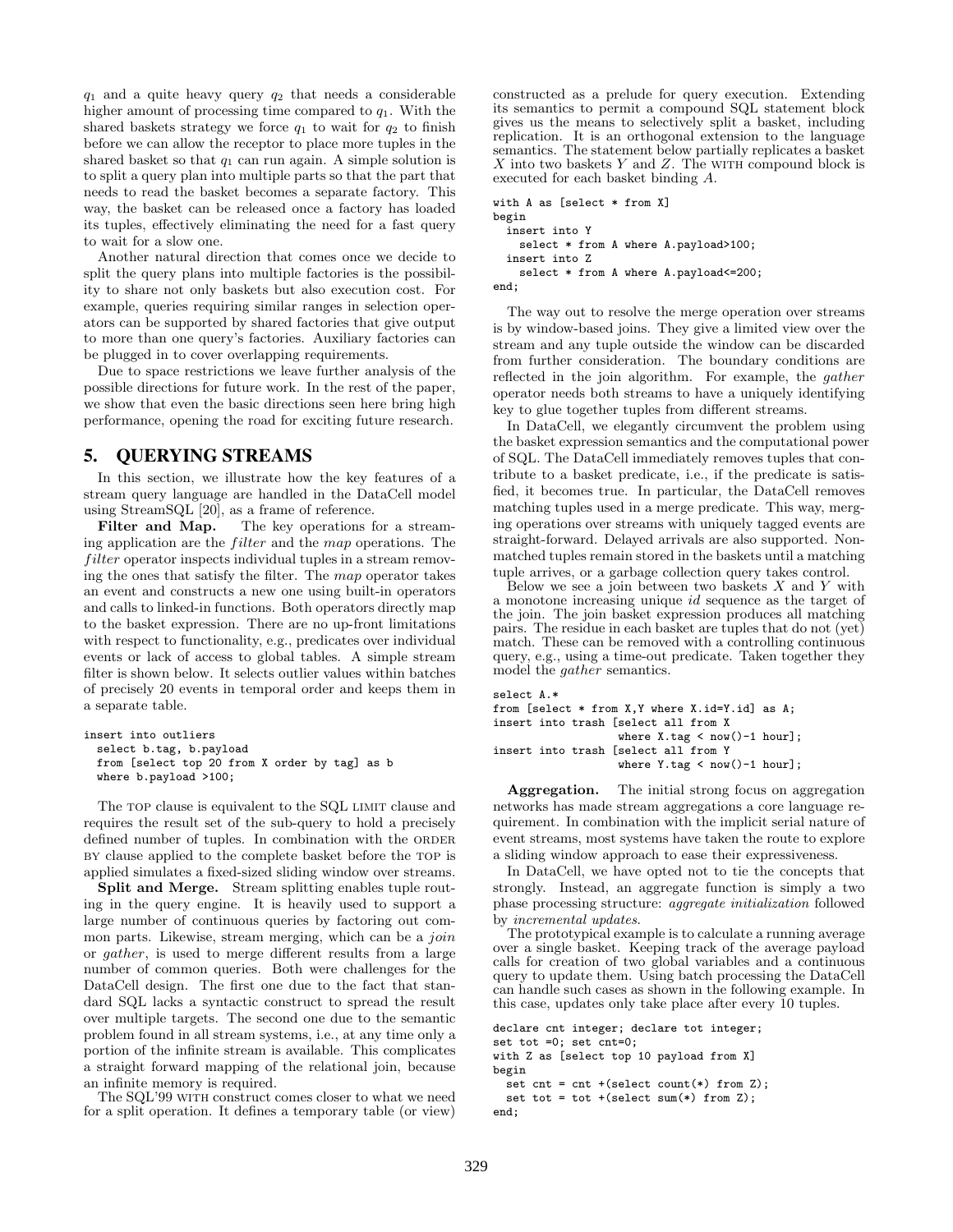$q_1$ and a quite heavy query $q_2$ that needs a considerable higher amount of processing time compared to $q_1$. With the shared baskets strategy we force $q_1$ to wait for $q_2$ to finish before we can allow the receptor to place more tuples in the shared basket so that $q_1$ can run again. A simple solution is to split a query plan into multiple parts so that the part that needs to read the basket becomes a separate factory. This way, the basket can be released once a factory has loaded its tuples, effectively eliminating the need for a fast query to wait for a slow one.

Another natural direction that comes once we decide to split the query plans into multiple factories is the possibility to share not only baskets but also execution cost. For example, queries requiring similar ranges in selection operators can be supported by shared factories that give output to more than one query's factories. Auxiliary factories can be plugged in to cover overlapping requirements.

Due to space restrictions we leave further analysis of the possible directions for future work. In the rest of the paper, we show that even the basic directions seen here bring high performance, opening the road for exciting future research.

## 5. QUERYING STREAMS

In this section, we illustrate how the key features of a stream query language are handled in the DataCell model using StreamSQL [20], as a frame of reference.

**Filter and Map.** The key operations for a streaming application are the *filter* and the *map* operations. The *filter* operator inspects individual tuples in a stream removing the ones that satisfy the filter. The *map* operator takes an event and constructs a new one using built-in operators and calls to linked-in functions. Both operators directly map to the basket expression. There are no up-front limitations with respect to functionality, e.g., predicates over individual events or lack of access to global tables. A simple stream filter is shown below. It selects outlier values within batches of precisely 20 events in temporal order and keeps them in a separate table.

```
insert into outliers
  select b.tag, b.payload
  from [select top 20 from X order by tag] as b
  where b.payload >100;
```

The TOP clause is equivalent to the SQL LIMIT clause and requires the result set of the sub-query to hold a precisely defined number of tuples. In combination with the ORDER BY clause applied to the complete basket before the TOP is applied simulates a fixed-sized sliding window over streams.

**Split and Merge.** Stream splitting enables tuple routing in the query engine. It is heavily used to support a large number of continuous queries by factoring out common parts. Likewise, stream merging, which can be a *join* or *gather*, is used to merge different results from a large number of common queries. Both were challenges for the DataCell design. The first one due to the fact that standard SQL lacks a syntactic construct to spread the result over multiple targets. The second one due to the semantic problem found in all stream systems, i.e., at any time only a portion of the infinite stream is available. This complicates a straight forward mapping of the relational join, because an infinite memory is required.

The SQL'99 WITH construct comes closer to what we need for a split operation. It defines a temporary table (or view) constructed as a prelude for query execution. Extending its semantics to permit a compound SQL statement block gives us the means to selectively split a basket, including replication. It is an orthogonal extension to the language semantics. The statement below partially replicates a basket $X$ into two baskets $Y$ and $Z$. The WITH compound block is executed for each basket binding $A$.

```
with A as [select * from X]
begin
  insert into Y
    select * from A where A.payload>100;
  insert into Z
    select * from A where A.payload<=200;
end;
```

The way out to resolve the merge operation over streams is by window-based joins. They give a limited view over the stream and any tuple outside the window can be discarded from further consideration. The boundary conditions are reflected in the join algorithm. For example, the *gather* operator needs both streams to have a uniquely identifying key to glue together tuples from different streams.

In DataCell, we elegantly circumvent the problem using the basket expression semantics and the computational power of SQL. The DataCell immediately removes tuples that contribute to a basket predicate, i.e., if the predicate is satisfied, it becomes true. In particular, the DataCell removes matching tuples used in a merge predicate. This way, merging operations over streams with uniquely tagged events are straight-forward. Delayed arrivals are also supported. Non-matched tuples remain stored in the baskets until a matching tuple arrives, or a garbage collection query takes control.

Below we see a join between two baskets $X$ and $Y$ with a monotone increasing unique *id* sequence as the target of the join. The join basket expression produces all matching pairs. The residue in each basket are tuples that do not (yet) match. These can be removed with a controlling continuous query, e.g., using a time-out predicate. Taken together they model the *gather* semantics.

```
select A.*
from [select * from X,Y where X.id=Y.id] as A;
insert into trash [select all from X
                   where X.tag < now()-1 hour];
insert into trash [select all from Y
                   where Y.tag < now()-1 hour];
```

**Aggregation.** The initial strong focus on aggregation networks has made stream aggregations a core language requirement. In combination with the implicit serial nature of event streams, most systems have taken the route to explore a sliding window approach to ease their expressiveness.

In DataCell, we have opted not to tie the concepts that strongly. Instead, an aggregate function is simply a two phase processing structure: *aggregate initialization* followed by *incremental updates*.

The prototypical example is to calculate a running average over a single basket. Keeping track of the average payload calls for creation of two global variables and a continuous query to update them. Using batch processing the DataCell can handle such cases as shown in the following example. In this case, updates only take place after every 10 tuples.

```
declare cnt integer; declare tot integer;
set tot =0; set cnt=0;
with Z as [select top 10 payload from X]
begin
  set cnt = cnt +(select count(*) from Z);
  set tot = tot +(select sum(*) from Z);
end;
```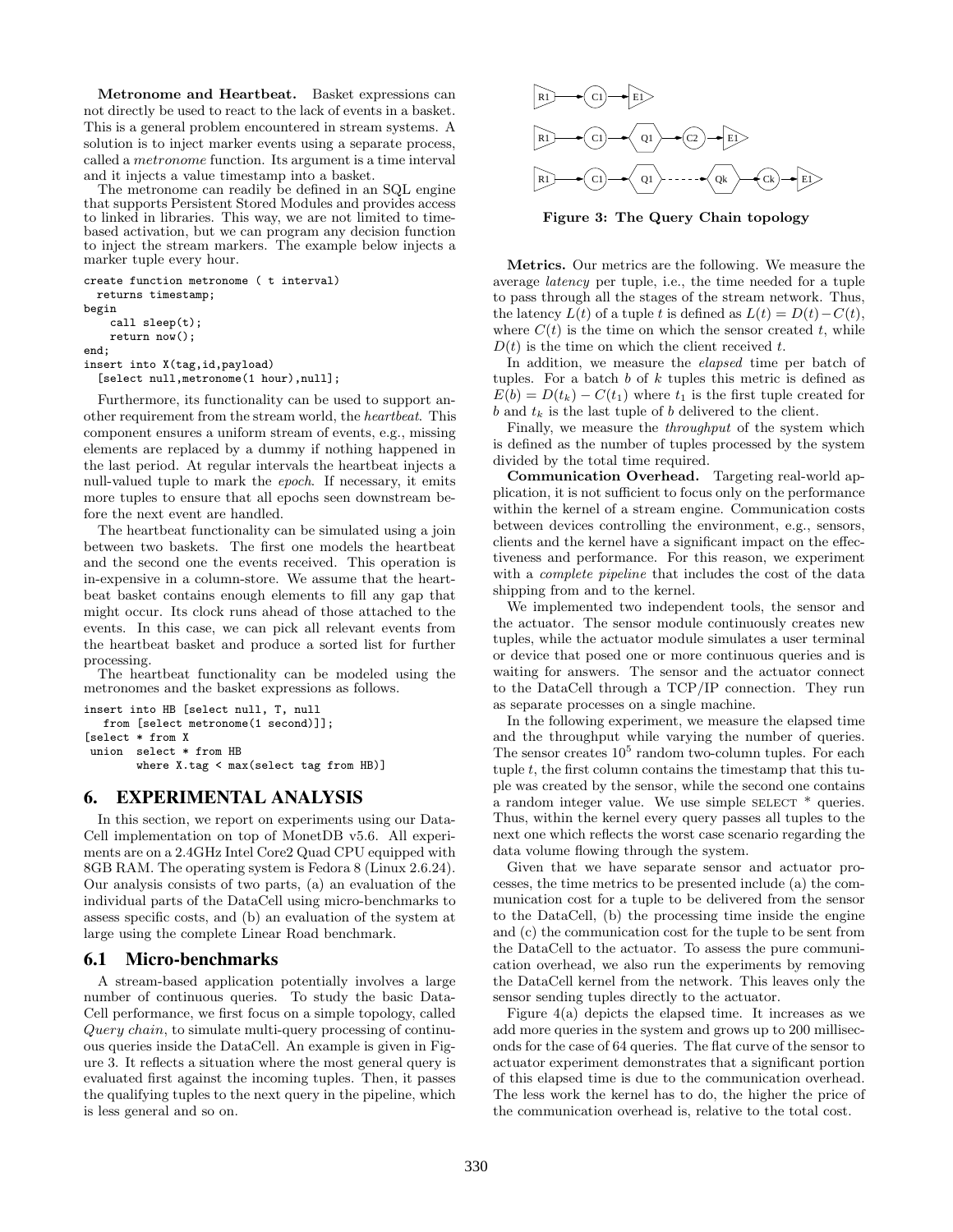**Metronome and Heartbeat.** Basket expressions can not directly be used to react to the lack of events in a basket. This is a general problem encountered in stream systems. A solution is to inject marker events using a separate process, called a *metronome* function. Its argument is a time interval and it injects a value timestamp into a basket.

The metronome can readily be defined in an SQL engine that supports Persistent Stored Modules and provides access to linked in libraries. This way, we are not limited to time-based activation, but we can program any decision function to inject the stream markers. The example below injects a marker tuple every hour.

```
create function metronome ( t interval)
  returns timestamp;
begin
    call sleep(t);
    return now();
end;
insert into X(tag,id,payload)
  [select null,metronome(1 hour),null];
```

Furthermore, its functionality can be used to support another requirement from the stream world, the *heartbeat*. This component ensures a uniform stream of events, e.g., missing elements are replaced by a dummy if nothing happened in the last period. At regular intervals the heartbeat injects a null-valued tuple to mark the *epoch*. If necessary, it emits more tuples to ensure that all epochs seen downstream before the next event are handled.

The heartbeat functionality can be simulated using a join between two baskets. The first one models the heartbeat and the second one the events received. This operation is in-expensive in a column-store. We assume that the heartbeat basket contains enough elements to fill any gap that might occur. Its clock runs ahead of those attached to the events. In this case, we can pick all relevant events from the heartbeat basket and produce a sorted list for further processing.

The heartbeat functionality can be modeled using the metronomes and the basket expressions as follows.

```
insert into HB [select null, T, null
   from [select metronome(1 second)]];
[select * from X
 union  select * from HB
        where X.tag < max(select tag from HB)]
```

# 6. EXPERIMENTAL ANALYSIS

In this section, we report on experiments using our DataCell implementation on top of MonetDB v5.6. All experiments are on a 2.4GHz Intel Core2 Quad CPU equipped with 8GB RAM. The operating system is Fedora 8 (Linux 2.6.24). Our analysis consists of two parts, (a) an evaluation of the individual parts of the DataCell using micro-benchmarks to assess specific costs, and (b) an evaluation of the system at large using the complete Linear Road benchmark.

## 6.1 Micro-benchmarks

A stream-based application potentially involves a large number of continuous queries. To study the basic DataCell performance, we first focus on a simple topology, called *Query chain*, to simulate multi-query processing of continuous queries inside the DataCell. An example is given in Figure 3. It reflects a situation where the most general query is evaluated first against the incoming tuples. Then, it passes the qualifying tuples to the next query in the pipeline, which is less general and so on.

R1 C1 E1

R1 C1 Q1 C2 E1

R1 C1 Q1 Qk Ck E1

**Figure 3: The Query Chain topology**

**Metrics.** Our metrics are the following. We measure the average *latency* per tuple, i.e., the time needed for a tuple to pass through all the stages of the stream network. Thus, the latency $L(t)$ of a tuple $t$ is defined as $L(t) = D(t) - C(t)$, where $C(t)$ is the time on which the sensor created $t$, while $D(t)$ is the time on which the client received $t$.

In addition, we measure the *elapsed* time per batch of tuples. For a batch $b$ of $k$ tuples this metric is defined as $E(b) = D(t_k) - C(t_1)$ where $t_1$ is the first tuple created for $b$ and $t_k$ is the last tuple of $b$ delivered to the client.

Finally, we measure the *throughput* of the system which is defined as the number of tuples processed by the system divided by the total time required.

**Communication Overhead.** Targeting real-world application, it is not sufficient to focus only on the performance within the kernel of a stream engine. Communication costs between devices controlling the environment, e.g., sensors, clients and the kernel have a significant impact on the effectiveness and performance. For this reason, we experiment with a *complete pipeline* that includes the cost of the data shipping from and to the kernel.

We implemented two independent tools, the sensor and the actuator. The sensor module continuously creates new tuples, while the actuator module simulates a user terminal or device that posed one or more continuous queries and is waiting for answers. The sensor and the actuator connect to the DataCell through a TCP/IP connection. They run as separate processes on a single machine.

In the following experiment, we measure the elapsed time and the throughput while varying the number of queries. The sensor creates $10^5$ random two-column tuples. For each tuple $t$, the first column contains the timestamp that this tuple was created by the sensor, while the second one contains a random integer value. We use simple SELECT * queries. Thus, within the kernel every query passes all tuples to the next one which reflects the worst case scenario regarding the data volume flowing through the system.

Given that we have separate sensor and actuator processes, the time metrics to be presented include (a) the communication cost for a tuple to be delivered from the sensor to the DataCell, (b) the processing time inside the engine and (c) the communication cost for the tuple to be sent from the DataCell to the actuator. To assess the pure communication overhead, we also run the experiments by removing the DataCell kernel from the network. This leaves only the sensor sending tuples directly to the actuator.

Figure 4(a) depicts the elapsed time. It increases as we add more queries in the system and grows up to 200 milliseconds for the case of 64 queries. The flat curve of the sensor to actuator experiment demonstrates that a significant portion of this elapsed time is due to the communication overhead. The less work the kernel has to do, the higher the price of the communication overhead is, relative to the total cost.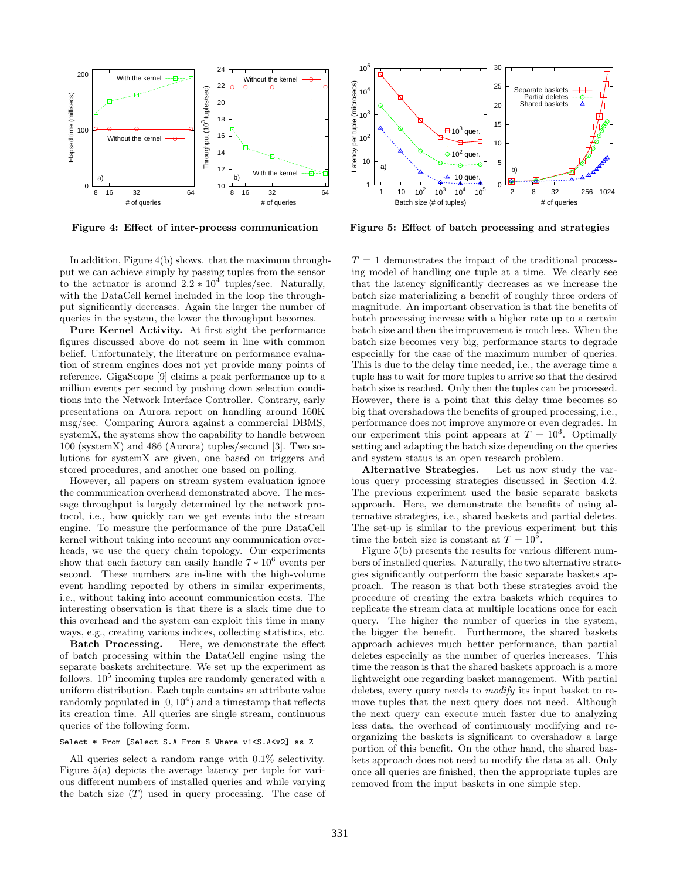Figure 4: Effect of inter-process communication

Figure 5: Effect of batch processing and strategies

In addition, Figure 4(b) shows. that the maximum throughput we can achieve simply by passing tuples from the sensor to the actuator is around $2.2 * 10^4$ tuples/sec. Naturally, with the DataCell kernel included in the loop the throughput significantly decreases. Again the larger the number of queries in the system, the lower the throughput becomes.

**Pure Kernel Activity.** At first sight the performance figures discussed above do not seem in line with common belief. Unfortunately, the literature on performance evaluation of stream engines does not yet provide many points of reference. GigaScope [9] claims a peak performance up to a million events per second by pushing down selection conditions into the Network Interface Controller. Contrary, early presentations on Aurora report on handling around 160K msg/sec. Comparing Aurora against a commercial DBMS, systemX, the systems show the capability to handle between 100 (systemX) and 486 (Aurora) tuples/second [3]. Two solutions for systemX are given, one based on triggers and stored procedures, and another one based on polling.

However, all papers on stream system evaluation ignore the communication overhead demonstrated above. The message throughput is largely determined by the network protocol, i.e., how quickly can we get events into the stream engine. To measure the performance of the pure DataCell kernel without taking into account any communication overheads, we use the query chain topology. Our experiments show that each factory can easily handle $7 * 10^6$ events per second. These numbers are in-line with the high-volume event handling reported by others in similar experiments, i.e., without taking into account communication costs. The interesting observation is that there is a slack time due to this overhead and the system can exploit this time in many ways, e.g., creating various indices, collecting statistics, etc.

**Batch Processing.** Here, we demonstrate the effect of batch processing within the DataCell engine using the separate baskets architecture. We set up the experiment as follows. $10^5$ incoming tuples are randomly generated with a uniform distribution. Each tuple contains an attribute value randomly populated in $[0, 10^4)$ and a timestamp that reflects its creation time. All queries are single stream, continuous queries of the following form.

```
Select * From [Select S.A From S Where v1<S.A<v2] as Z
```

All queries select a random range with 0.1% selectivity. Figure 5(a) depicts the average latency per tuple for various different numbers of installed queries and while varying the batch size ($T$) used in query processing. The case of $T = 1$ demonstrates the impact of the traditional processing model of handling one tuple at a time. We clearly see that the latency significantly decreases as we increase the batch size materializing a benefit of roughly three orders of magnitude. An important observation is that the benefits of batch processing increase with a higher rate up to a certain batch size and then the improvement is much less. When the batch size becomes very big, performance starts to degrade especially for the case of the maximum number of queries. This is due to the delay time needed, i.e., the average time a tuple has to wait for more tuples to arrive so that the desired batch size is reached. Only then the tuples can be processed. However, there is a point that this delay time becomes so big that overshadows the benefits of grouped processing, i.e., performance does not improve anymore or even degrades. In our experiment this point appears at $T = 10^3$. Optimally setting and adapting the batch size depending on the queries and system status is an open research problem.

**Alternative Strategies.** Let us now study the various query processing strategies discussed in Section 4.2. The previous experiment used the basic separate baskets approach. Here, we demonstrate the benefits of using alternative strategies, i.e., shared baskets and partial deletes. The set-up is similar to the previous experiment but this time the batch size is constant at $T = 10^5$.

Figure 5(b) presents the results for various different numbers of installed queries. Naturally, the two alternative strategies significantly outperform the basic separate baskets approach. The reason is that both these strategies avoid the procedure of creating the extra baskets which requires to replicate the stream data at multiple locations once for each query. The higher the number of queries in the system, the bigger the benefit. Furthermore, the shared baskets approach achieves much better performance, than partial deletes especially as the number of queries increases. This time the reason is that the shared baskets approach is a more lightweight one regarding basket management. With partial deletes, every query needs to *modify* its input basket to remove tuples that the next query does not need. Although the next query can execute much faster due to analyzing less data, the overhead of continuously modifying and reorganizing the baskets is significant to overshadow a large portion of this benefit. On the other hand, the shared baskets approach does not need to modify the data at all. Only once all queries are finished, then the appropriate tuples are removed from the input baskets in one simple step.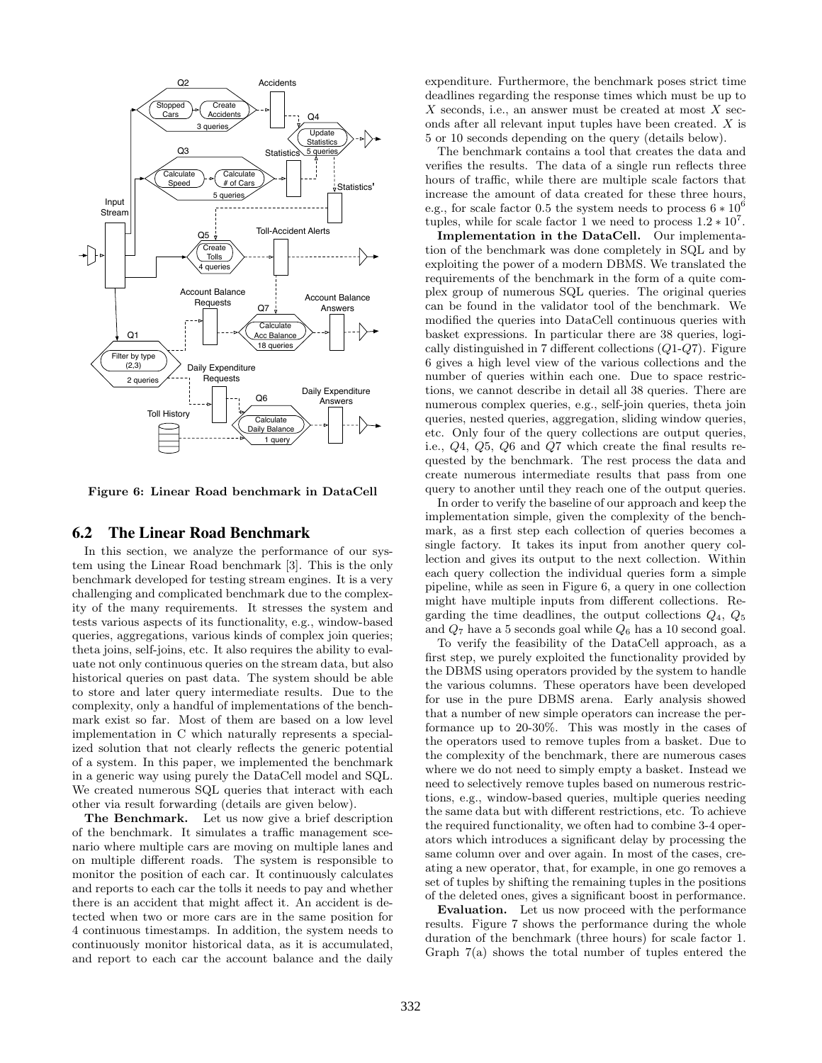Q2

Stopped Cars

Create Accidents

3 queries

Accidents

Q4

Update Statistics

5 queries

Q3

Calculate Speed

Calculate # of Cars

5 queries

Statistics

Statistics'

Input Stream

Q5

Create Tolls

4 queries

Toll-Accident Alerts

Account Balance Requests

Account Balance Answers

Q7

Calculate Acc Balance

18 queries

Q1

Filter by type (2,3)

2 queries

Daily Expenditure Requests

Daily Expenditure Answers

Q6

Toll History

Calculate Daily Balance

1 query

**Figure 6: Linear Road benchmark in DataCell**

## 6.2 The Linear Road Benchmark

In this section, we analyze the performance of our system using the Linear Road benchmark [3]. This is the only benchmark developed for testing stream engines. It is a very challenging and complicated benchmark due to the complexity of the many requirements. It stresses the system and tests various aspects of its functionality, e.g., window-based queries, aggregations, various kinds of complex join queries; theta joins, self-joins, etc. It also requires the ability to evaluate not only continuous queries on the stream data, but also historical queries on past data. The system should be able to store and later query intermediate results. Due to the complexity, only a handful of implementations of the benchmark exist so far. Most of them are based on a low level implementation in C which naturally represents a specialized solution that not clearly reflects the generic potential of a system. In this paper, we implemented the benchmark in a generic way using purely the DataCell model and SQL. We created numerous SQL queries that interact with each other via result forwarding (details are given below).

**The Benchmark.** Let us now give a brief description of the benchmark. It simulates a traffic management scenario where multiple cars are moving on multiple lanes and on multiple different roads. The system is responsible to monitor the position of each car. It continuously calculates and reports to each car the tolls it needs to pay and whether there is an accident that might affect it. An accident is detected when two or more cars are in the same position for 4 continuous timestamps. In addition, the system needs to continuously monitor historical data, as it is accumulated, and report to each car the account balance and the daily expenditure. Furthermore, the benchmark poses strict time deadlines regarding the response times which must be up to $X$ seconds, i.e., an answer must be created at most $X$ seconds after all relevant input tuples have been created. $X$ is 5 or 10 seconds depending on the query (details below).

The benchmark contains a tool that creates the data and verifies the results. The data of a single run reflects three hours of traffic, while there are multiple scale factors that increase the amount of data created for these three hours, e.g., for scale factor 0.5 the system needs to process $6 * 10^6$ tuples, while for scale factor 1 we need to process $1.2 * 10^7$.

**Implementation in the DataCell.** Our implementation of the benchmark was done completely in SQL and by exploiting the power of a modern DBMS. We translated the requirements of the benchmark in the form of a quite complex group of numerous SQL queries. The original queries can be found in the validator tool of the benchmark. We modified the queries into DataCell continuous queries with basket expressions. In particular there are 38 queries, logically distinguished in 7 different collections ($Q1$-$Q7$). Figure 6 gives a high level view of the various collections and the number of queries within each one. Due to space restrictions, we cannot describe in detail all 38 queries. There are numerous complex queries, e.g., self-join queries, theta join queries, nested queries, aggregation, sliding window queries, etc. Only four of the query collections are output queries, i.e., $Q4$, $Q5$, $Q6$ and $Q7$ which create the final results requested by the benchmark. The rest process the data and create numerous intermediate results that pass from one query to another until they reach one of the output queries.

In order to verify the baseline of our approach and keep the implementation simple, given the complexity of the benchmark, as a first step each collection of queries becomes a single factory. It takes its input from another query collection and gives its output to the next collection. Within each query collection the individual queries form a simple pipeline, while as seen in Figure 6, a query in one collection might have multiple inputs from different collections. Regarding the time deadlines, the output collections $Q_4$, $Q_5$ and $Q_7$ have a 5 seconds goal while $Q_6$ has a 10 second goal.

To verify the feasibility of the DataCell approach, as a first step, we purely exploited the functionality provided by the DBMS using operators provided by the system to handle the various columns. These operators have been developed for use in the pure DBMS arena. Early analysis showed that a number of new simple operators can increase the performance up to 20-30%. This was mostly in the cases of the operators used to remove tuples from a basket. Due to the complexity of the benchmark, there are numerous cases where we do not need to simply empty a basket. Instead we need to selectively remove tuples based on numerous restrictions, e.g., window-based queries, multiple queries needing the same data but with different restrictions, etc. To achieve the required functionality, we often had to combine 3-4 operators which introduces a significant delay by processing the same column over and over again. In most of the cases, creating a new operator, that, for example, in one go removes a set of tuples by shifting the remaining tuples in the positions of the deleted ones, gives a significant boost in performance.

**Evaluation.** Let us now proceed with the performance results. Figure 7 shows the performance during the whole duration of the benchmark (three hours) for scale factor 1. Graph 7(a) shows the total number of tuples entered the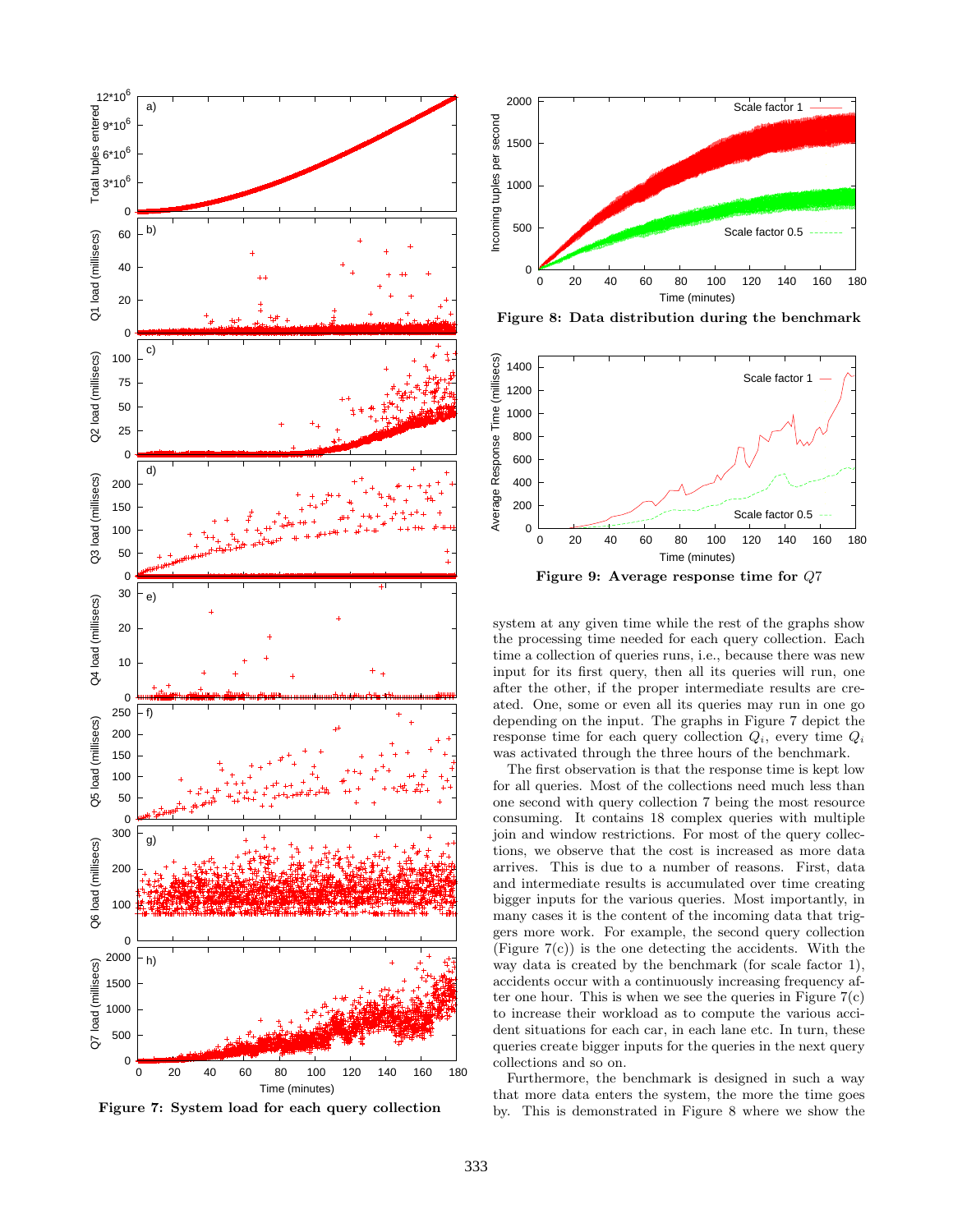Figure 7: System load for each query collection

Figure 8: Data distribution during the benchmark

Figure 9: Average response time for $Q7$

system at any given time while the rest of the graphs show the processing time needed for each query collection. Each time a collection of queries runs, i.e., because there was new input for its first query, then all its queries will run, one after the other, if the proper intermediate results are created. One, some or even all its queries may run in one go depending on the input. The graphs in Figure 7 depict the response time for each query collection $Q_i$, every time $Q_i$ was activated through the three hours of the benchmark.

The first observation is that the response time is kept low for all queries. Most of the collections need much less than one second with query collection 7 being the most resource consuming. It contains 18 complex queries with multiple join and window restrictions. For most of the query collections, we observe that the cost is increased as more data arrives. This is due to a number of reasons. First, data and intermediate results is accumulated over time creating bigger inputs for the various queries. Most importantly, in many cases it is the content of the incoming data that triggers more work. For example, the second query collection (Figure 7(c)) is the one detecting the accidents. With the way data is created by the benchmark (for scale factor 1), accidents occur with a continuously increasing frequency after one hour. This is when we see the queries in Figure 7(c) to increase their workload as to compute the various accident situations for each car, in each lane etc. In turn, these queries create bigger inputs for the queries in the next query collections and so on.

Furthermore, the benchmark is designed in such a way that more data enters the system, the more the time goes by. This is demonstrated in Figure 8 where we show the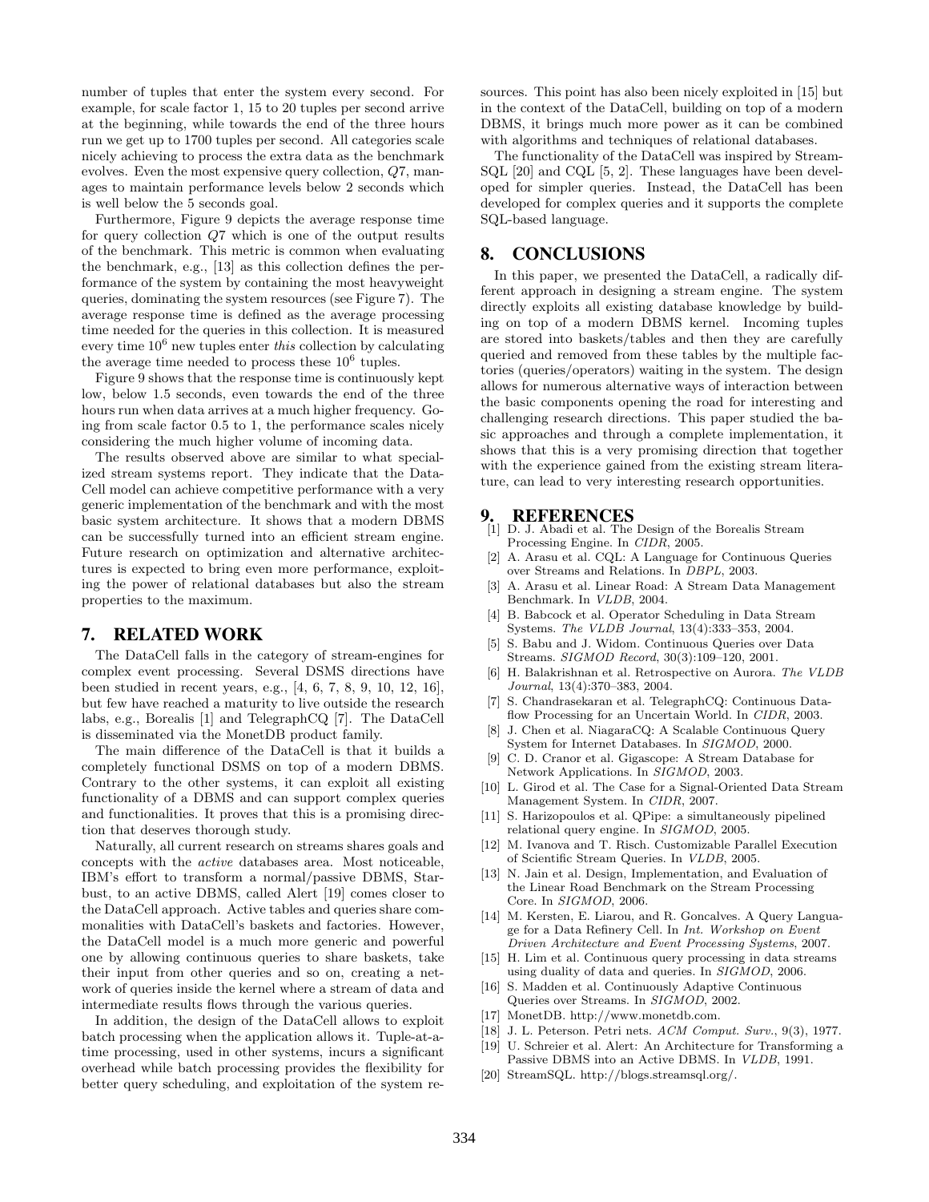number of tuples that enter the system every second. For example, for scale factor 1, 15 to 20 tuples per second arrive at the beginning, while towards the end of the three hours run we get up to 1700 tuples per second. All categories scale nicely achieving to process the extra data as the benchmark evolves. Even the most expensive query collection, $Q7$, manages to maintain performance levels below 2 seconds which is well below the 5 seconds goal.

Furthermore, Figure 9 depicts the average response time for query collection $Q7$ which is one of the output results of the benchmark. This metric is common when evaluating the benchmark, e.g., [13] as this collection defines the performance of the system by containing the most heavyweight queries, dominating the system resources (see Figure 7). The average response time is defined as the average processing time needed for the queries in this collection. It is measured every time $10^6$ new tuples enter *this* collection by calculating the average time needed to process these $10^6$ tuples.

Figure 9 shows that the response time is continuously kept low, below 1.5 seconds, even towards the end of the three hours run when data arrives at a much higher frequency. Going from scale factor 0.5 to 1, the performance scales nicely considering the much higher volume of incoming data.

The results observed above are similar to what specialized stream systems report. They indicate that the DataCell model can achieve competitive performance with a very generic implementation of the benchmark and with the most basic system architecture. It shows that a modern DBMS can be successfully turned into an efficient stream engine. Future research on optimization and alternative architectures is expected to bring even more performance, exploiting the power of relational databases but also the stream properties to the maximum.

## 7. RELATED WORK

The DataCell falls in the category of stream-engines for complex event processing. Several DSMS directions have been studied in recent years, e.g., [4, 6, 7, 8, 9, 10, 12, 16], but few have reached a maturity to live outside the research labs, e.g., Borealis [1] and TelegraphCQ [7]. The DataCell is disseminated via the MonetDB product family.

The main difference of the DataCell is that it builds a completely functional DSMS on top of a modern DBMS. Contrary to the other systems, it can exploit all existing functionality of a DBMS and can support complex queries and functionalities. It proves that this is a promising direction that deserves thorough study.

Naturally, all current research on streams shares goals and concepts with the *active* databases area. Most noticeable, IBM's effort to transform a normal/passive DBMS, Starbust, to an active DBMS, called Alert [19] comes closer to the DataCell approach. Active tables and queries share commonalities with DataCell's baskets and factories. However, the DataCell model is a much more generic and powerful one by allowing continuous queries to share baskets, take their input from other queries and so on, creating a network of queries inside the kernel where a stream of data and intermediate results flows through the various queries.

In addition, the design of the DataCell allows to exploit batch processing when the application allows it. Tuple-at-a-time processing, used in other systems, incurs a significant overhead while batch processing provides the flexibility for better query scheduling, and exploitation of the system resources. This point has also been nicely exploited in [15] but in the context of the DataCell, building on top of a modern DBMS, it brings much more power as it can be combined with algorithms and techniques of relational databases.

The functionality of the DataCell was inspired by StreamSQL [20] and CQL [5, 2]. These languages have been developed for simpler queries. Instead, the DataCell has been developed for complex queries and it supports the complete SQL-based language.

## 8. CONCLUSIONS

In this paper, we presented the DataCell, a radically different approach in designing a stream engine. The system directly exploits all existing database knowledge by building on top of a modern DBMS kernel. Incoming tuples are stored into baskets/tables and then they are carefully queried and removed from these tables by the multiple factories (queries/operators) waiting in the system. The design allows for numerous alternative ways of interaction between the basic components opening the road for interesting and challenging research directions. This paper studied the basic approaches and through a complete implementation, it shows that this is a very promising direction that together with the experience gained from the existing stream literature, can lead to very interesting research opportunities.

## 9. REFERENCES

[1] D. J. Abadi et al. The Design of the Borealis Stream Processing Engine. In *CIDR*, 2005.

[2] A. Arasu et al. CQL: A Language for Continuous Queries over Streams and Relations. In *DBPL*, 2003.

[3] A. Arasu et al. Linear Road: A Stream Data Management Benchmark. In *VLDB*, 2004.

[4] B. Babcock et al. Operator Scheduling in Data Stream Systems. *The VLDB Journal*, 13(4):333–353, 2004.

[5] S. Babu and J. Widom. Continuous Queries over Data Streams. *SIGMOD Record*, 30(3):109–120, 2001.

[6] H. Balakrishnan et al. Retrospective on Aurora. *The VLDB Journal*, 13(4):370–383, 2004.

[7] S. Chandrasekaran et al. TelegraphCQ: Continuous Dataflow Processing for an Uncertain World. In *CIDR*, 2003.

[8] J. Chen et al. NiagaraCQ: A Scalable Continuous Query System for Internet Databases. In *SIGMOD*, 2000.

[9] C. D. Cranor et al. Gigascope: A Stream Database for Network Applications. In *SIGMOD*, 2003.

[10] L. Girod et al. The Case for a Signal-Oriented Data Stream Management System. In *CIDR*, 2007.

[11] S. Harizopoulos et al. QPipe: a simultaneously pipelined relational query engine. In *SIGMOD*, 2005.

[12] M. Ivanova and T. Risch. Customizable Parallel Execution of Scientific Stream Queries. In *VLDB*, 2005.

[13] N. Jain et al. Design, Implementation, and Evaluation of the Linear Road Benchmark on the Stream Processing Core. In *SIGMOD*, 2006.

[14] M. Kersten, E. Liarou, and R. Goncalves. A Query Language for a Data Refinery Cell. In *Int. Workshop on Event Driven Architecture and Event Processing Systems*, 2007.

[15] H. Lim et al. Continuous query processing in data streams using duality of data and queries. In *SIGMOD*, 2006.

[16] S. Madden et al. Continuously Adaptive Continuous Queries over Streams. In *SIGMOD*, 2002.

[17] MonetDB. http://www.monetdb.com.

[18] J. L. Peterson. Petri nets. *ACM Comput. Surv.*, 9(3), 1977.

[19] U. Schreier et al. Alert: An Architecture for Transforming a Passive DBMS into an Active DBMS. In *VLDB*, 1991.

[20] StreamSQL. http://blogs.streamsql.org/.